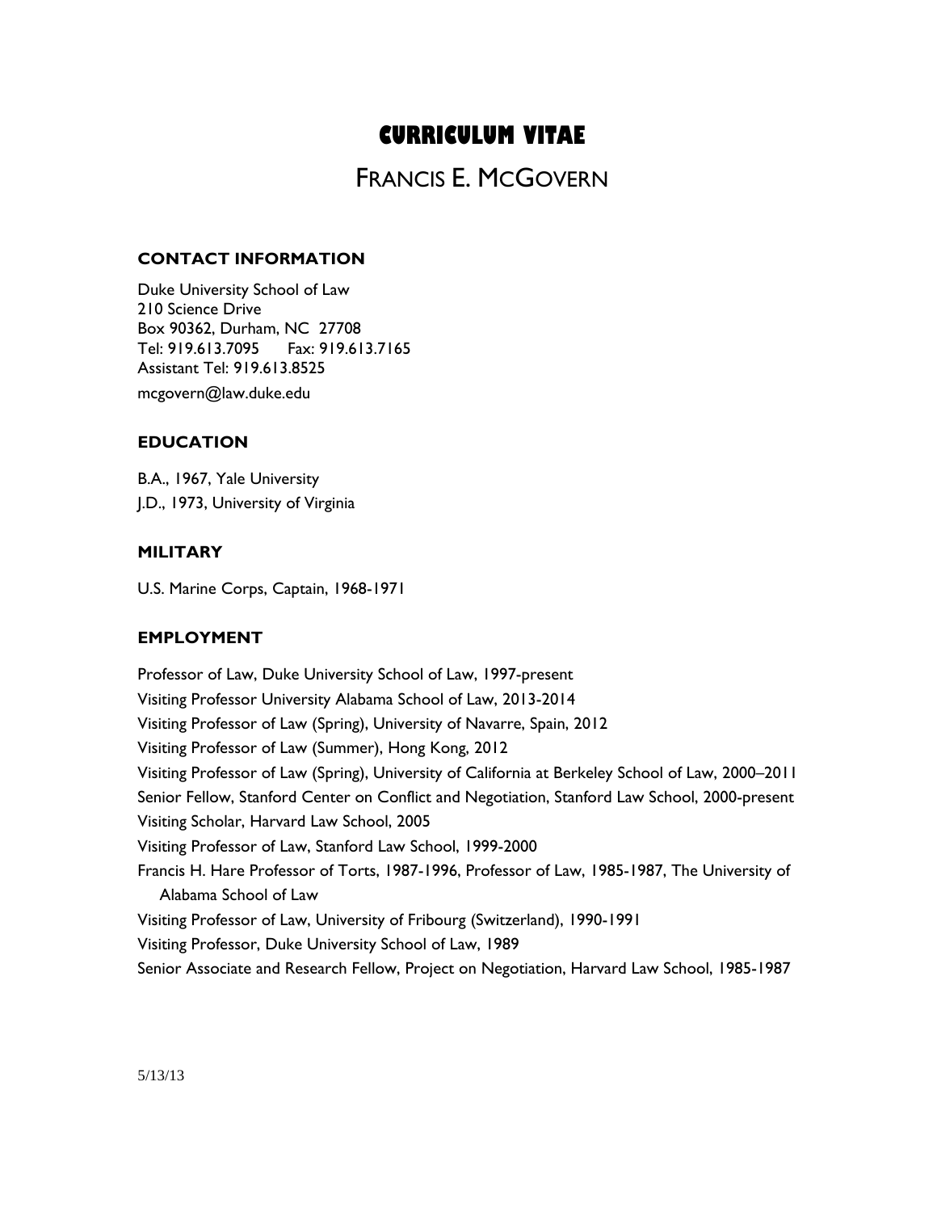# CURRICULUM VITAE

## FRANCIS E. MCGOVERN

### CONTACT INFORMATION

Duke University School of Law
210 Science Drive
Box 90362, Durham, NC 27708
Tel: 919.613.7095 Fax: 919.613.7165
Assistant Tel: 919.613.8525
mcgovern@law.duke.edu

### EDUCATION

B.A., 1967, Yale University
J.D., 1973, University of Virginia

### MILITARY

U.S. Marine Corps, Captain, 1968-1971

### EMPLOYMENT

Professor of Law, Duke University School of Law, 1997-present
Visiting Professor University Alabama School of Law, 2013-2014
Visiting Professor of Law (Spring), University of Navarre, Spain, 2012
Visiting Professor of Law (Summer), Hong Kong, 2012
Visiting Professor of Law (Spring), University of California at Berkeley School of Law, 2000–2011
Senior Fellow, Stanford Center on Conflict and Negotiation, Stanford Law School, 2000-present
Visiting Scholar, Harvard Law School, 2005
Visiting Professor of Law, Stanford Law School, 1999-2000
Francis H. Hare Professor of Torts, 1987-1996, Professor of Law, 1985-1987, The University of Alabama School of Law
Visiting Professor of Law, University of Fribourg (Switzerland), 1990-1991
Visiting Professor, Duke University School of Law, 1989
Senior Associate and Research Fellow, Project on Negotiation, Harvard Law School, 1985-1987

5/13/13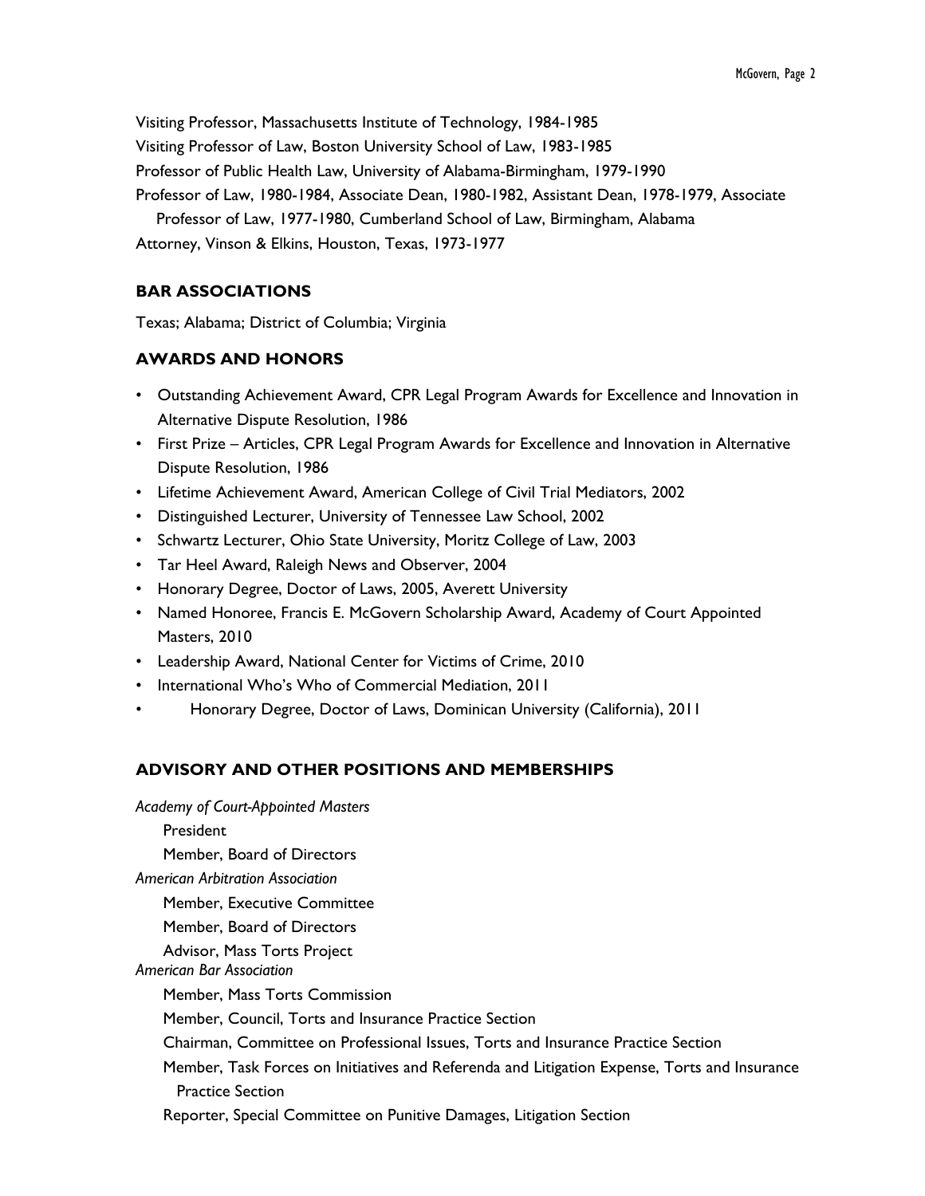Visiting Professor, Massachusetts Institute of Technology, 1984-1985
Visiting Professor of Law, Boston University School of Law, 1983-1985
Professor of Public Health Law, University of Alabama-Birmingham, 1979-1990
Professor of Law, 1980-1984, Associate Dean, 1980-1982, Assistant Dean, 1978-1979, Associate Professor of Law, 1977-1980, Cumberland School of Law, Birmingham, Alabama
Attorney, Vinson & Elkins, Houston, Texas, 1973-1977

## BAR ASSOCIATIONS

Texas; Alabama; District of Columbia; Virginia

## AWARDS AND HONORS

- Outstanding Achievement Award, CPR Legal Program Awards for Excellence and Innovation in Alternative Dispute Resolution, 1986
- First Prize – Articles, CPR Legal Program Awards for Excellence and Innovation in Alternative Dispute Resolution, 1986
- Lifetime Achievement Award, American College of Civil Trial Mediators, 2002
- Distinguished Lecturer, University of Tennessee Law School, 2002
- Schwartz Lecturer, Ohio State University, Moritz College of Law, 2003
- Tar Heel Award, Raleigh News and Observer, 2004
- Honorary Degree, Doctor of Laws, 2005, Averett University
- Named Honoree, Francis E. McGovern Scholarship Award, Academy of Court Appointed Masters, 2010
- Leadership Award, National Center for Victims of Crime, 2010
- International Who's Who of Commercial Mediation, 2011
- Honorary Degree, Doctor of Laws, Dominican University (California), 2011

## ADVISORY AND OTHER POSITIONS AND MEMBERSHIPS

*Academy of Court-Appointed Masters*

President
Member, Board of Directors

*American Arbitration Association*

Member, Executive Committee
Member, Board of Directors
Advisor, Mass Torts Project

*American Bar Association*

Member, Mass Torts Commission
Member, Council, Torts and Insurance Practice Section
Chairman, Committee on Professional Issues, Torts and Insurance Practice Section
Member, Task Forces on Initiatives and Referenda and Litigation Expense, Torts and Insurance Practice Section
Reporter, Special Committee on Punitive Damages, Litigation Section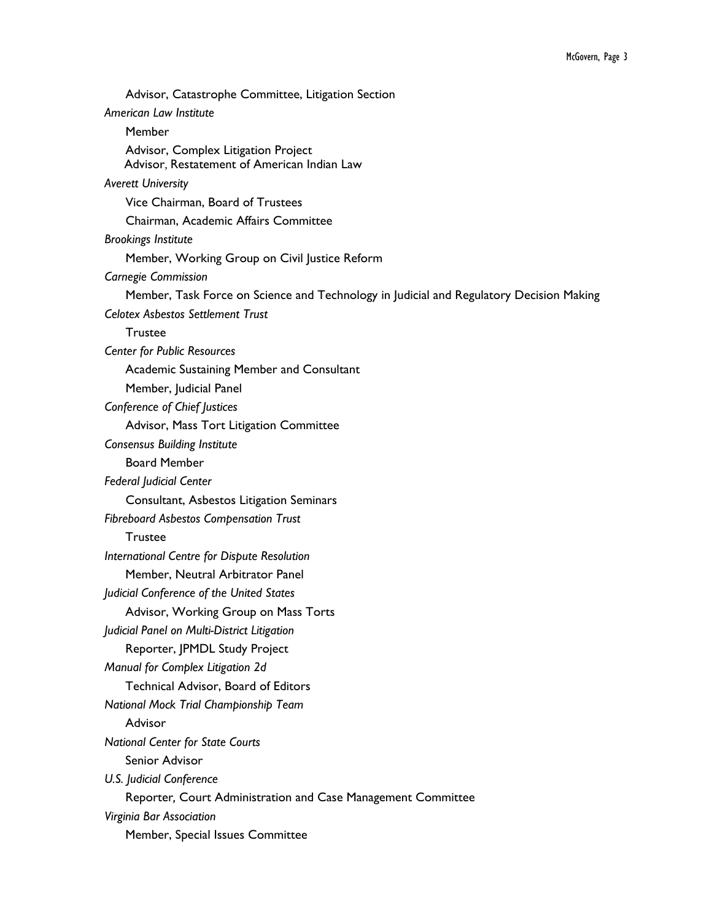Advisor, Catastrophe Committee, Litigation Section

*American Law Institute*

Member

Advisor, Complex Litigation Project

Advisor, Restatement of American Indian Law

*Averett University*

Vice Chairman, Board of Trustees

Chairman, Academic Affairs Committee

*Brookings Institute*

Member, Working Group on Civil Justice Reform

*Carnegie Commission*

Member, Task Force on Science and Technology in Judicial and Regulatory Decision Making

*Celotex Asbestos Settlement Trust*

Trustee

*Center for Public Resources*

Academic Sustaining Member and Consultant

Member, Judicial Panel

*Conference of Chief Justices*

Advisor, Mass Tort Litigation Committee

*Consensus Building Institute*

Board Member

*Federal Judicial Center*

Consultant, Asbestos Litigation Seminars

*Fibreboard Asbestos Compensation Trust*

Trustee

*International Centre for Dispute Resolution*

Member, Neutral Arbitrator Panel

*Judicial Conference of the United States*

Advisor, Working Group on Mass Torts

*Judicial Panel on Multi-District Litigation*

Reporter, JPMDL Study Project

*Manual for Complex Litigation 2d*

Technical Advisor, Board of Editors

*National Mock Trial Championship Team*

Advisor

*National Center for State Courts*

Senior Advisor

*U.S. Judicial Conference*

Reporter, Court Administration and Case Management Committee

*Virginia Bar Association*

Member, Special Issues Committee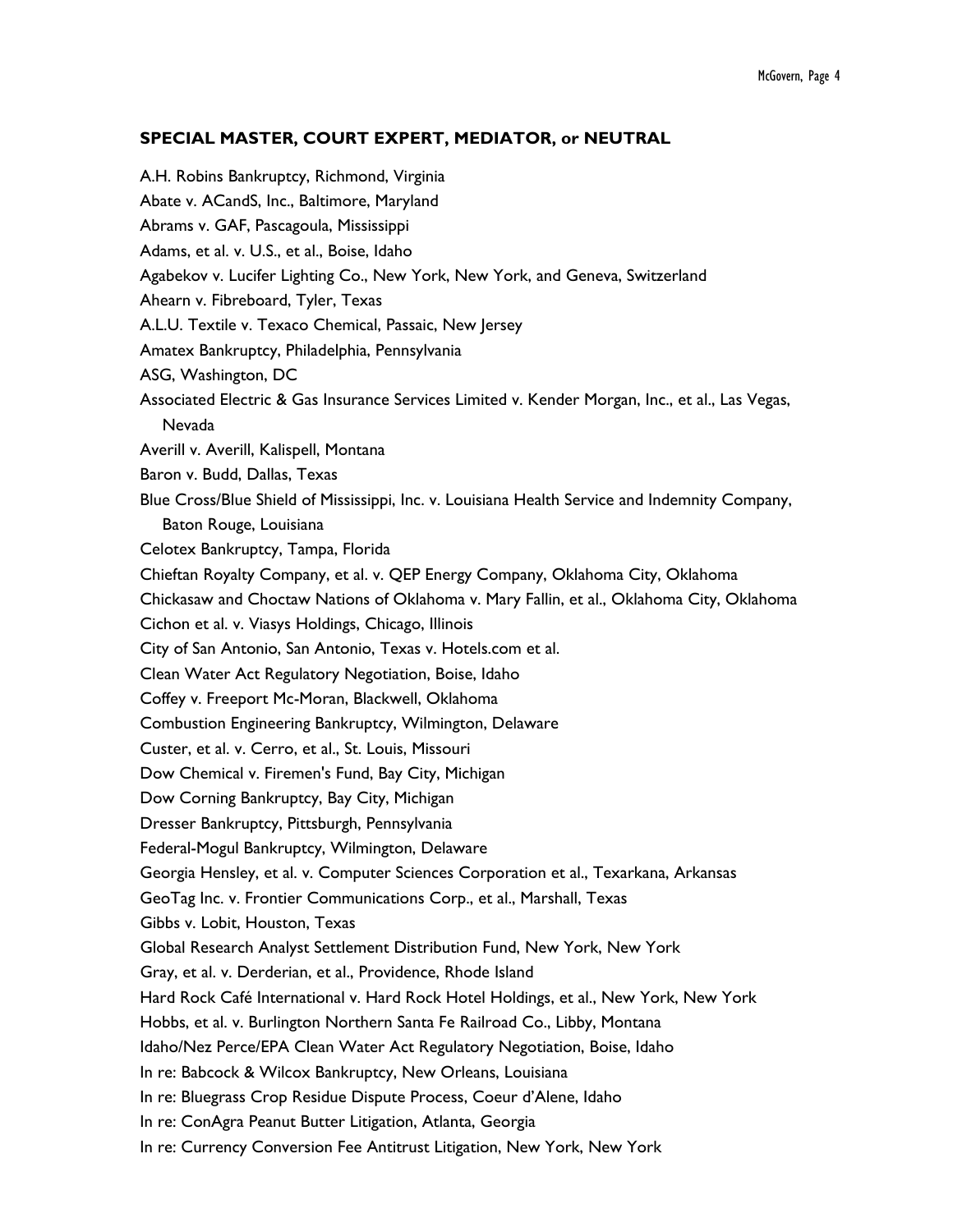### SPECIAL MASTER, COURT EXPERT, MEDIATOR, or NEUTRAL

A.H. Robins Bankruptcy, Richmond, Virginia
Abate v. ACandS, Inc., Baltimore, Maryland
Abrams v. GAF, Pascagoula, Mississippi
Adams, et al. v. U.S., et al., Boise, Idaho
Agabekov v. Lucifer Lighting Co., New York, New York, and Geneva, Switzerland
Ahearn v. Fibreboard, Tyler, Texas
A.L.U. Textile v. Texaco Chemical, Passaic, New Jersey
Amatex Bankruptcy, Philadelphia, Pennsylvania
ASG, Washington, DC
Associated Electric & Gas Insurance Services Limited v. Kender Morgan, Inc., et al., Las Vegas, Nevada
Averill v. Averill, Kalispell, Montana
Baron v. Budd, Dallas, Texas
Blue Cross/Blue Shield of Mississippi, Inc. v. Louisiana Health Service and Indemnity Company, Baton Rouge, Louisiana
Celotex Bankruptcy, Tampa, Florida
Chieftan Royalty Company, et al. v. QEP Energy Company, Oklahoma City, Oklahoma
Chickasaw and Choctaw Nations of Oklahoma v. Mary Fallin, et al., Oklahoma City, Oklahoma
Cichon et al. v. Viasys Holdings, Chicago, Illinois
City of San Antonio, San Antonio, Texas v. Hotels.com et al.
Clean Water Act Regulatory Negotiation, Boise, Idaho
Coffey v. Freeport Mc-Moran, Blackwell, Oklahoma
Combustion Engineering Bankruptcy, Wilmington, Delaware
Custer, et al. v. Cerro, et al., St. Louis, Missouri
Dow Chemical v. Firemen's Fund, Bay City, Michigan
Dow Corning Bankruptcy, Bay City, Michigan
Dresser Bankruptcy, Pittsburgh, Pennsylvania
Federal-Mogul Bankruptcy, Wilmington, Delaware
Georgia Hensley, et al. v. Computer Sciences Corporation et al., Texarkana, Arkansas
GeoTag Inc. v. Frontier Communications Corp., et al., Marshall, Texas
Gibbs v. Lobit, Houston, Texas
Global Research Analyst Settlement Distribution Fund, New York, New York
Gray, et al. v. Derderian, et al., Providence, Rhode Island
Hard Rock Café International v. Hard Rock Hotel Holdings, et al., New York, New York
Hobbs, et al. v. Burlington Northern Santa Fe Railroad Co., Libby, Montana
Idaho/Nez Perce/EPA Clean Water Act Regulatory Negotiation, Boise, Idaho
In re: Babcock & Wilcox Bankruptcy, New Orleans, Louisiana
In re: Bluegrass Crop Residue Dispute Process, Coeur d'Alene, Idaho
In re: ConAgra Peanut Butter Litigation, Atlanta, Georgia
In re: Currency Conversion Fee Antitrust Litigation, New York, New York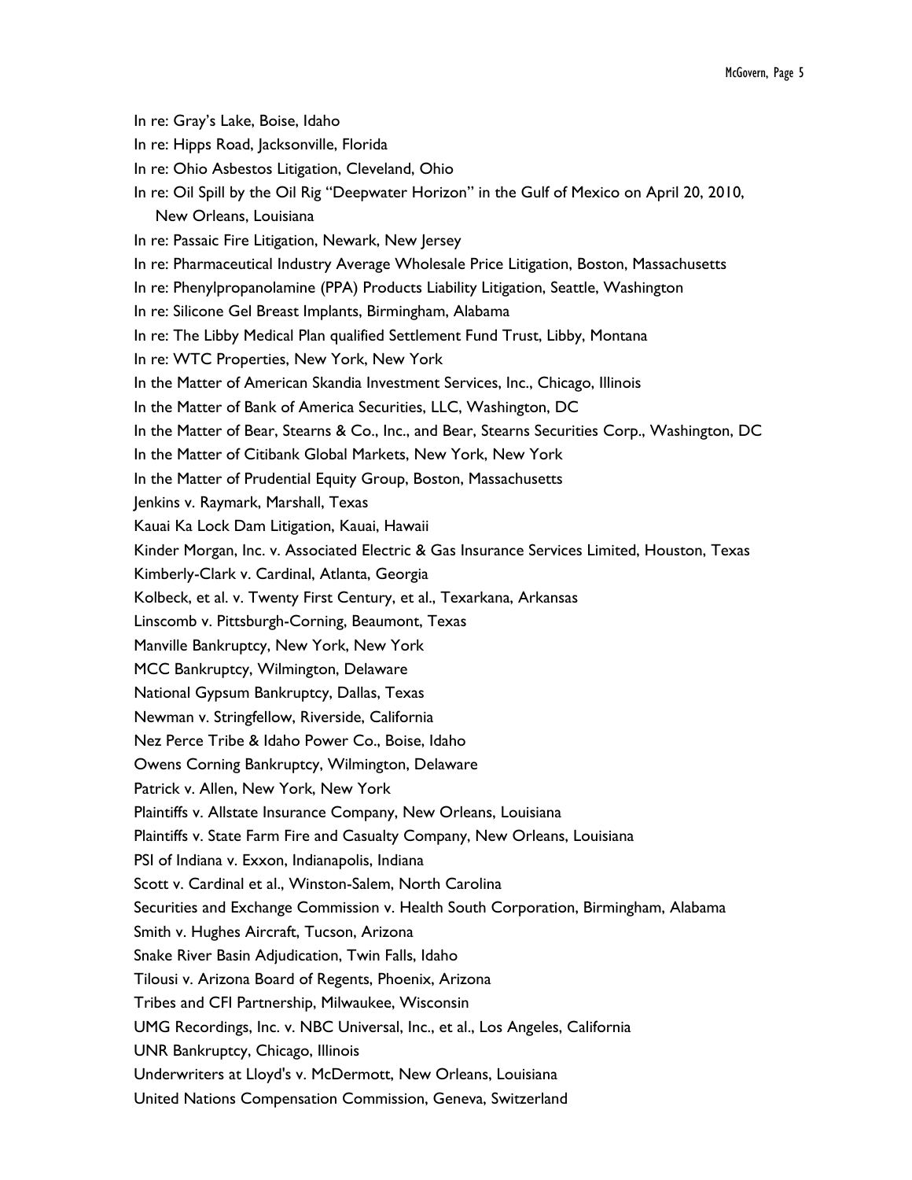In re: Gray's Lake, Boise, Idaho

In re: Hipps Road, Jacksonville, Florida

In re: Ohio Asbestos Litigation, Cleveland, Ohio

In re: Oil Spill by the Oil Rig "Deepwater Horizon" in the Gulf of Mexico on April 20, 2010, New Orleans, Louisiana

In re: Passaic Fire Litigation, Newark, New Jersey

In re: Pharmaceutical Industry Average Wholesale Price Litigation, Boston, Massachusetts

In re: Phenylpropanolamine (PPA) Products Liability Litigation, Seattle, Washington

In re: Silicone Gel Breast Implants, Birmingham, Alabama

In re: The Libby Medical Plan qualified Settlement Fund Trust, Libby, Montana

In re: WTC Properties, New York, New York

In the Matter of American Skandia Investment Services, Inc., Chicago, Illinois

In the Matter of Bank of America Securities, LLC, Washington, DC

In the Matter of Bear, Stearns & Co., Inc., and Bear, Stearns Securities Corp., Washington, DC

In the Matter of Citibank Global Markets, New York, New York

In the Matter of Prudential Equity Group, Boston, Massachusetts

Jenkins v. Raymark, Marshall, Texas

Kauai Ka Lock Dam Litigation, Kauai, Hawaii

Kinder Morgan, Inc. v. Associated Electric & Gas Insurance Services Limited, Houston, Texas

Kimberly-Clark v. Cardinal, Atlanta, Georgia

Kolbeck, et al. v. Twenty First Century, et al., Texarkana, Arkansas

Linscomb v. Pittsburgh-Corning, Beaumont, Texas

Manville Bankruptcy, New York, New York

MCC Bankruptcy, Wilmington, Delaware

National Gypsum Bankruptcy, Dallas, Texas

Newman v. Stringfellow, Riverside, California

Nez Perce Tribe & Idaho Power Co., Boise, Idaho

Owens Corning Bankruptcy, Wilmington, Delaware

Patrick v. Allen, New York, New York

Plaintiffs v. Allstate Insurance Company, New Orleans, Louisiana

Plaintiffs v. State Farm Fire and Casualty Company, New Orleans, Louisiana

PSI of Indiana v. Exxon, Indianapolis, Indiana

Scott v. Cardinal et al., Winston-Salem, North Carolina

Securities and Exchange Commission v. Health South Corporation, Birmingham, Alabama

Smith v. Hughes Aircraft, Tucson, Arizona

Snake River Basin Adjudication, Twin Falls, Idaho

Tilousi v. Arizona Board of Regents, Phoenix, Arizona

Tribes and CFI Partnership, Milwaukee, Wisconsin

UMG Recordings, Inc. v. NBC Universal, Inc., et al., Los Angeles, California

UNR Bankruptcy, Chicago, Illinois

Underwriters at Lloyd's v. McDermott, New Orleans, Louisiana

United Nations Compensation Commission, Geneva, Switzerland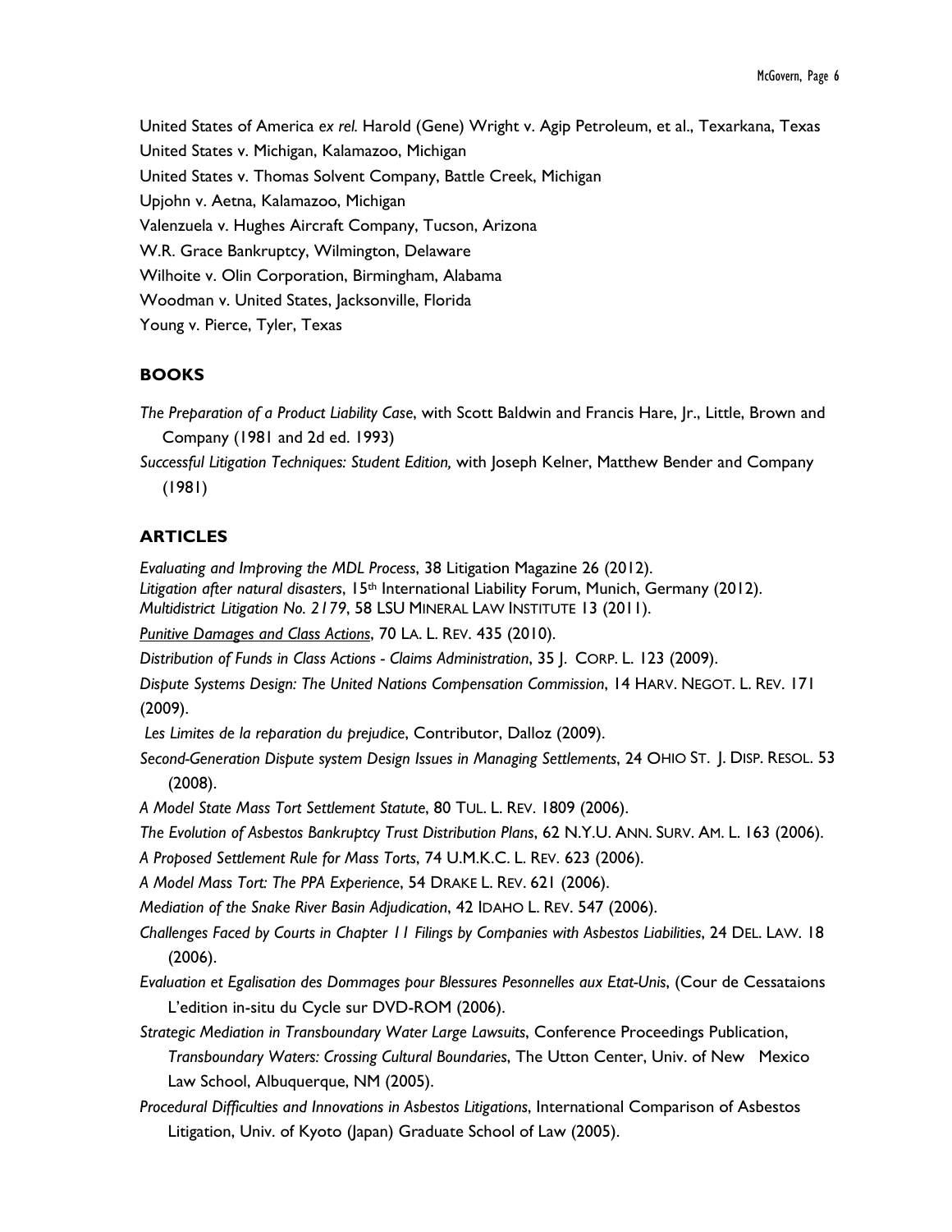United States of America *ex rel.* Harold (Gene) Wright v. Agip Petroleum, et al., Texarkana, Texas
United States v. Michigan, Kalamazoo, Michigan
United States v. Thomas Solvent Company, Battle Creek, Michigan
Upjohn v. Aetna, Kalamazoo, Michigan
Valenzuela v. Hughes Aircraft Company, Tucson, Arizona
W.R. Grace Bankruptcy, Wilmington, Delaware
Wilhoite v. Olin Corporation, Birmingham, Alabama
Woodman v. United States, Jacksonville, Florida
Young v. Pierce, Tyler, Texas

## BOOKS

*The Preparation of a Product Liability Case*, with Scott Baldwin and Francis Hare, Jr., Little, Brown and Company (1981 and 2d ed. 1993)

*Successful Litigation Techniques: Student Edition,* with Joseph Kelner, Matthew Bender and Company (1981)

## ARTICLES

*Evaluating and Improving the MDL Process*, 38 Litigation Magazine 26 (2012).
*Litigation after natural disasters*, 15th International Liability Forum, Munich, Germany (2012).
*Multidistrict Litigation No. 2179*, 58 LSU MINERAL LAW INSTITUTE 13 (2011).

*Punitive Damages and Class Actions*, 70 LA. L. REV. 435 (2010).

*Distribution of Funds in Class Actions - Claims Administration*, 35 J. CORP. L. 123 (2009).

*Dispute Systems Design: The United Nations Compensation Commission*, 14 HARV. NEGOT. L. REV. 171 (2009).

*Les Limites de la reparation du prejudice*, Contributor, Dalloz (2009).

*Second-Generation Dispute system Design Issues in Managing Settlements*, 24 OHIO ST. J. DISP. RESOL. 53 (2008).

*A Model State Mass Tort Settlement Statute*, 80 TUL. L. REV. 1809 (2006).

*The Evolution of Asbestos Bankruptcy Trust Distribution Plans*, 62 N.Y.U. ANN. SURV. AM. L. 163 (2006).

*A Proposed Settlement Rule for Mass Torts*, 74 U.M.K.C. L. REV. 623 (2006).

*A Model Mass Tort: The PPA Experience*, 54 DRAKE L. REV. 621 (2006).

*Mediation of the Snake River Basin Adjudication*, 42 IDAHO L. REV. 547 (2006).

*Challenges Faced by Courts in Chapter 11 Filings by Companies with Asbestos Liabilities*, 24 DEL. LAW. 18 (2006).

*Evaluation et Egalisation des Dommages pour Blessures Pesonnelles aux Etat-Unis*, (Cour de Cessataions L'edition in-situ du Cycle sur DVD-ROM (2006).

*Strategic Mediation in Transboundary Water Large Lawsuits*, Conference Proceedings Publication, *Transboundary Waters: Crossing Cultural Boundaries*, The Utton Center, Univ. of New Mexico Law School, Albuquerque, NM (2005).

*Procedural Difficulties and Innovations in Asbestos Litigations*, International Comparison of Asbestos Litigation, Univ. of Kyoto (Japan) Graduate School of Law (2005).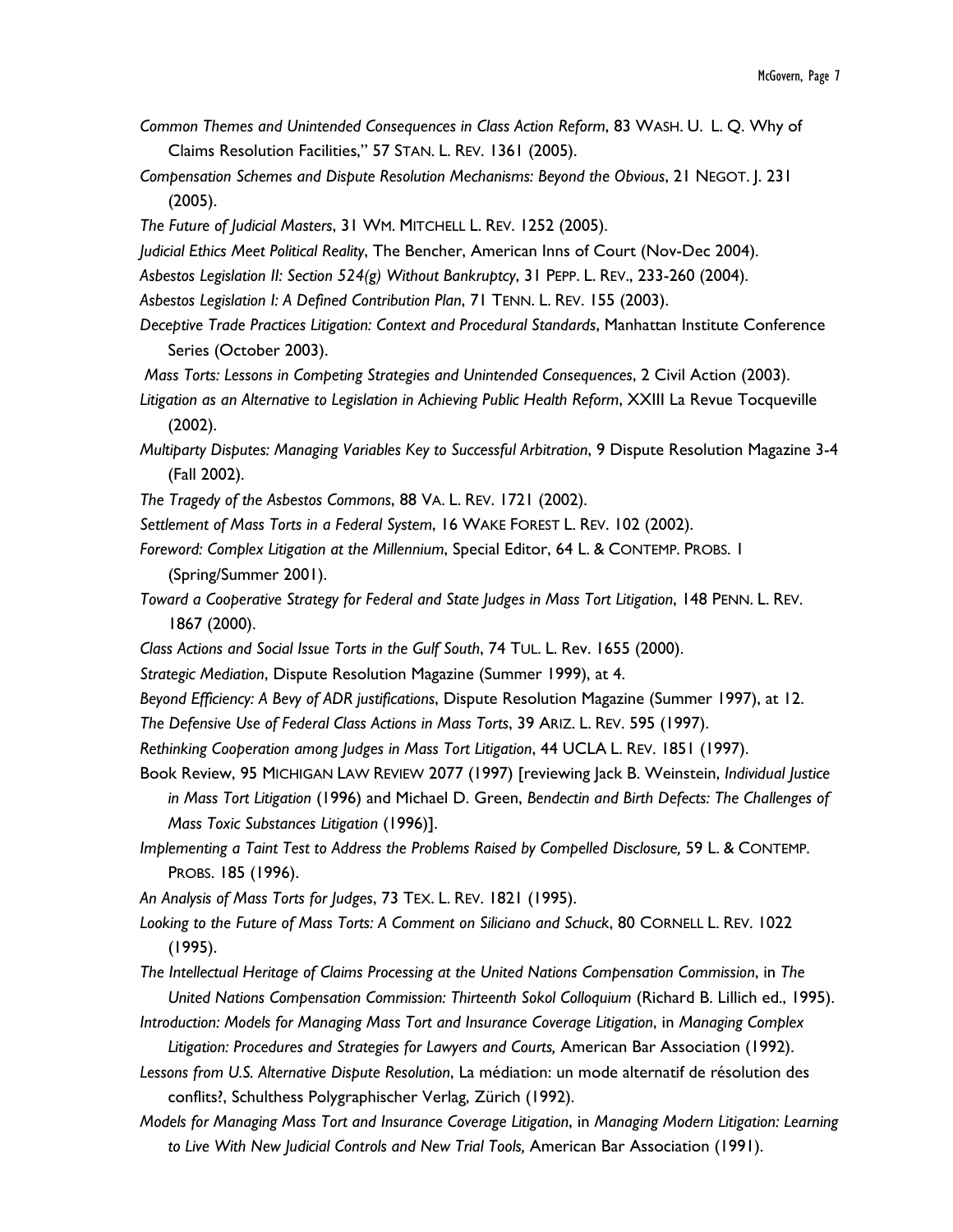*Common Themes and Unintended Consequences in Class Action Reform*, 83 WASH. U. L. Q. Why of Claims Resolution Facilities," 57 STAN. L. REV. 1361 (2005).

*Compensation Schemes and Dispute Resolution Mechanisms: Beyond the Obvious*, 21 NEGOT. J. 231 (2005).

*The Future of Judicial Masters*, 31 WM. MITCHELL L. REV. 1252 (2005).

*Judicial Ethics Meet Political Reality*, The Bencher, American Inns of Court (Nov-Dec 2004).

*Asbestos Legislation II: Section 524(g) Without Bankruptcy*, 31 PEPP. L. REV., 233-260 (2004).

*Asbestos Legislation I: A Defined Contribution Plan*, 71 TENN. L. REV. 155 (2003).

*Deceptive Trade Practices Litigation: Context and Procedural Standards*, Manhattan Institute Conference Series (October 2003).

*Mass Torts: Lessons in Competing Strategies and Unintended Consequences*, 2 Civil Action (2003).

*Litigation as an Alternative to Legislation in Achieving Public Health Reform*, XXIII La Revue Tocqueville (2002).

*Multiparty Disputes: Managing Variables Key to Successful Arbitration*, 9 Dispute Resolution Magazine 3-4 (Fall 2002).

*The Tragedy of the Asbestos Commons*, 88 VA. L. REV. 1721 (2002).

*Settlement of Mass Torts in a Federal System*, 16 WAKE FOREST L. REV. 102 (2002).

*Foreword: Complex Litigation at the Millennium*, Special Editor, 64 L. & CONTEMP. PROBS. 1 (Spring/Summer 2001).

*Toward a Cooperative Strategy for Federal and State Judges in Mass Tort Litigation*, 148 PENN. L. REV. 1867 (2000).

*Class Actions and Social Issue Torts in the Gulf South*, 74 TUL. L. Rev. 1655 (2000).

*Strategic Mediation*, Dispute Resolution Magazine (Summer 1999), at 4.

*Beyond Efficiency: A Bevy of ADR justifications*, Dispute Resolution Magazine (Summer 1997), at 12.

*The Defensive Use of Federal Class Actions in Mass Torts*, 39 ARIZ. L. REV. 595 (1997).

*Rethinking Cooperation among Judges in Mass Tort Litigation*, 44 UCLA L. REV. 1851 (1997).

Book Review, 95 MICHIGAN LAW REVIEW 2077 (1997) [reviewing Jack B. Weinstein, *Individual Justice in Mass Tort Litigation* (1996) and Michael D. Green, *Bendectin and Birth Defects: The Challenges of Mass Toxic Substances Litigation* (1996)].

*Implementing a Taint Test to Address the Problems Raised by Compelled Disclosure,* 59 L. & CONTEMP. PROBS. 185 (1996).

*An Analysis of Mass Torts for Judges*, 73 TEX. L. REV. 1821 (1995).

*Looking to the Future of Mass Torts: A Comment on Siliciano and Schuck*, 80 CORNELL L. REV. 1022 (1995).

*The Intellectual Heritage of Claims Processing at the United Nations Compensation Commission*, in *The United Nations Compensation Commission: Thirteenth Sokol Colloquium* (Richard B. Lillich ed., 1995).

*Introduction: Models for Managing Mass Tort and Insurance Coverage Litigation*, in *Managing Complex Litigation: Procedures and Strategies for Lawyers and Courts,* American Bar Association (1992).

*Lessons from U.S. Alternative Dispute Resolution*, La médiation: un mode alternatif de résolution des conflits?, Schulthess Polygraphischer Verlag, Zürich (1992).

*Models for Managing Mass Tort and Insurance Coverage Litigation*, in *Managing Modern Litigation: Learning to Live With New Judicial Controls and New Trial Tools,* American Bar Association (1991).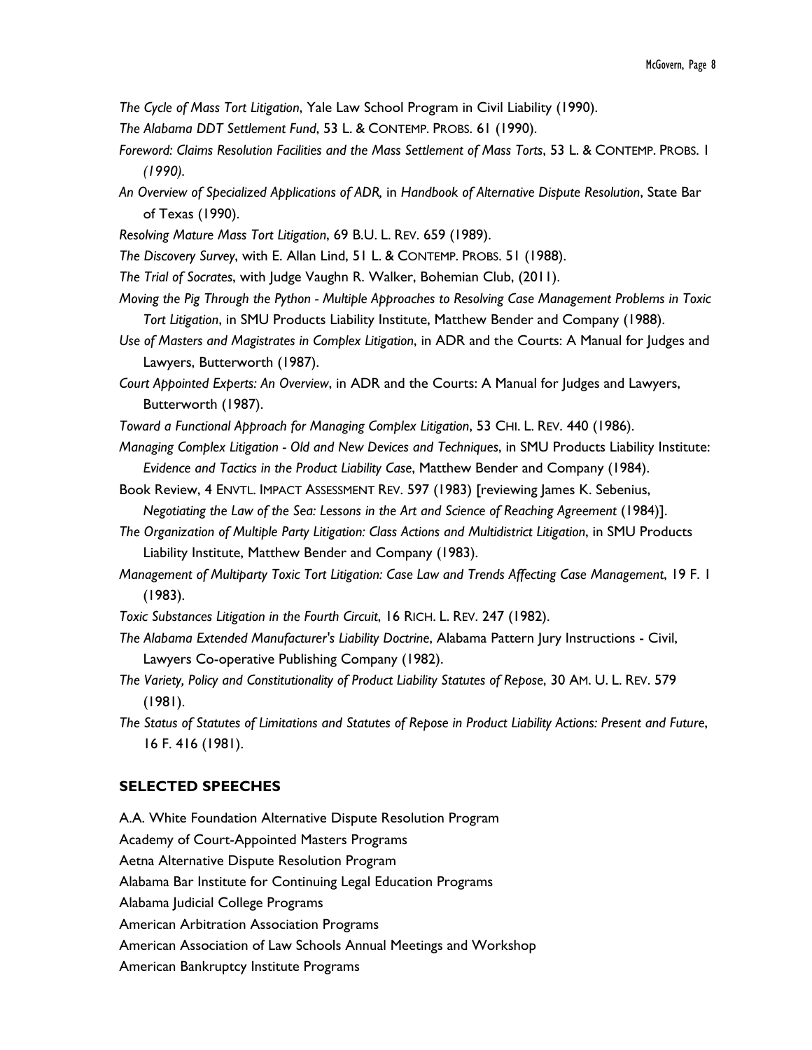*The Cycle of Mass Tort Litigation*, Yale Law School Program in Civil Liability (1990).

*The Alabama DDT Settlement Fund*, 53 L. & CONTEMP. PROBS. 61 (1990).

*Foreword: Claims Resolution Facilities and the Mass Settlement of Mass Torts*, 53 L. & CONTEMP. PROBS. 1 *(1990).*

*An Overview of Specialized Applications of ADR,* in *Handbook of Alternative Dispute Resolution*, State Bar of Texas (1990).

*Resolving Mature Mass Tort Litigation*, 69 B.U. L. REV. 659 (1989).

*The Discovery Survey*, with E. Allan Lind, 51 L. & CONTEMP. PROBS. 51 (1988).

*The Trial of Socrates*, with Judge Vaughn R. Walker, Bohemian Club, (2011).

*Moving the Pig Through the Python - Multiple Approaches to Resolving Case Management Problems in Toxic Tort Litigation*, in SMU Products Liability Institute, Matthew Bender and Company (1988).

*Use of Masters and Magistrates in Complex Litigation*, in ADR and the Courts: A Manual for Judges and Lawyers, Butterworth (1987).

*Court Appointed Experts: An Overview*, in ADR and the Courts: A Manual for Judges and Lawyers, Butterworth (1987).

*Toward a Functional Approach for Managing Complex Litigation*, 53 CHI. L. REV. 440 (1986).

*Managing Complex Litigation - Old and New Devices and Techniques*, in SMU Products Liability Institute: *Evidence and Tactics in the Product Liability Case*, Matthew Bender and Company (1984).

Book Review, 4 ENVTL. IMPACT ASSESSMENT REV. 597 (1983) [reviewing James K. Sebenius, *Negotiating the Law of the Sea: Lessons in the Art and Science of Reaching Agreement* (1984)].

*The Organization of Multiple Party Litigation: Class Actions and Multidistrict Litigation*, in SMU Products Liability Institute, Matthew Bender and Company (1983).

*Management of Multiparty Toxic Tort Litigation: Case Law and Trends Affecting Case Management*, 19 F. 1 (1983).

*Toxic Substances Litigation in the Fourth Circuit*, 16 RICH. L. REV. 247 (1982).

*The Alabama Extended Manufacturer's Liability Doctrine*, Alabama Pattern Jury Instructions - Civil, Lawyers Co-operative Publishing Company (1982).

*The Variety, Policy and Constitutionality of Product Liability Statutes of Repose*, 30 AM. U. L. REV. 579 (1981).

*The Status of Statutes of Limitations and Statutes of Repose in Product Liability Actions: Present and Future*, 16 F. 416 (1981).

## SELECTED SPEECHES

A.A. White Foundation Alternative Dispute Resolution Program

Academy of Court-Appointed Masters Programs

Aetna Alternative Dispute Resolution Program

Alabama Bar Institute for Continuing Legal Education Programs

Alabama Judicial College Programs

American Arbitration Association Programs

American Association of Law Schools Annual Meetings and Workshop

American Bankruptcy Institute Programs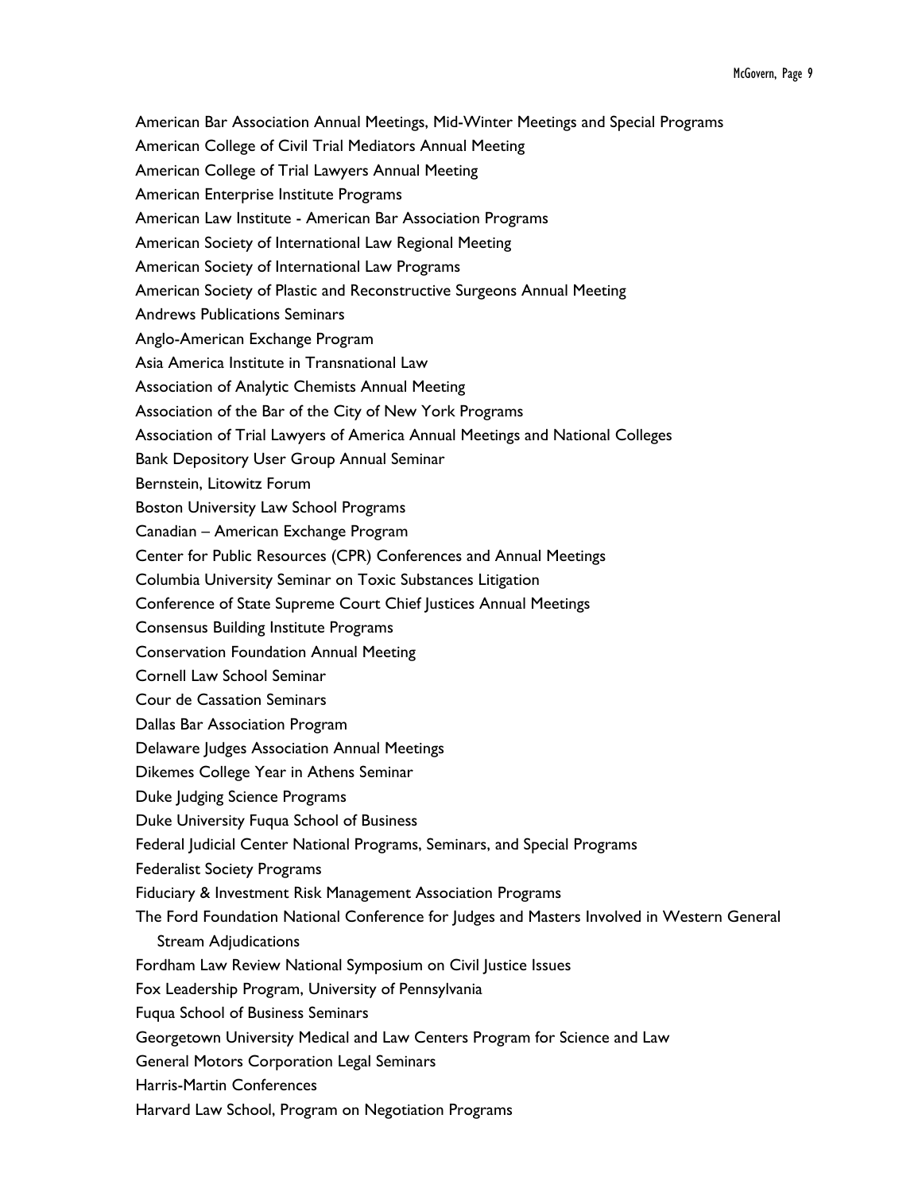American Bar Association Annual Meetings, Mid-Winter Meetings and Special Programs
American College of Civil Trial Mediators Annual Meeting
American College of Trial Lawyers Annual Meeting
American Enterprise Institute Programs
American Law Institute - American Bar Association Programs
American Society of International Law Regional Meeting
American Society of International Law Programs
American Society of Plastic and Reconstructive Surgeons Annual Meeting
Andrews Publications Seminars
Anglo-American Exchange Program
Asia America Institute in Transnational Law
Association of Analytic Chemists Annual Meeting
Association of the Bar of the City of New York Programs
Association of Trial Lawyers of America Annual Meetings and National Colleges
Bank Depository User Group Annual Seminar
Bernstein, Litowitz Forum
Boston University Law School Programs
Canadian – American Exchange Program
Center for Public Resources (CPR) Conferences and Annual Meetings
Columbia University Seminar on Toxic Substances Litigation
Conference of State Supreme Court Chief Justices Annual Meetings
Consensus Building Institute Programs
Conservation Foundation Annual Meeting
Cornell Law School Seminar
Cour de Cassation Seminars
Dallas Bar Association Program
Delaware Judges Association Annual Meetings
Dikemes College Year in Athens Seminar
Duke Judging Science Programs
Duke University Fuqua School of Business
Federal Judicial Center National Programs, Seminars, and Special Programs
Federalist Society Programs
Fiduciary & Investment Risk Management Association Programs
The Ford Foundation National Conference for Judges and Masters Involved in Western General Stream Adjudications
Fordham Law Review National Symposium on Civil Justice Issues
Fox Leadership Program, University of Pennsylvania
Fuqua School of Business Seminars
Georgetown University Medical and Law Centers Program for Science and Law
General Motors Corporation Legal Seminars
Harris-Martin Conferences
Harvard Law School, Program on Negotiation Programs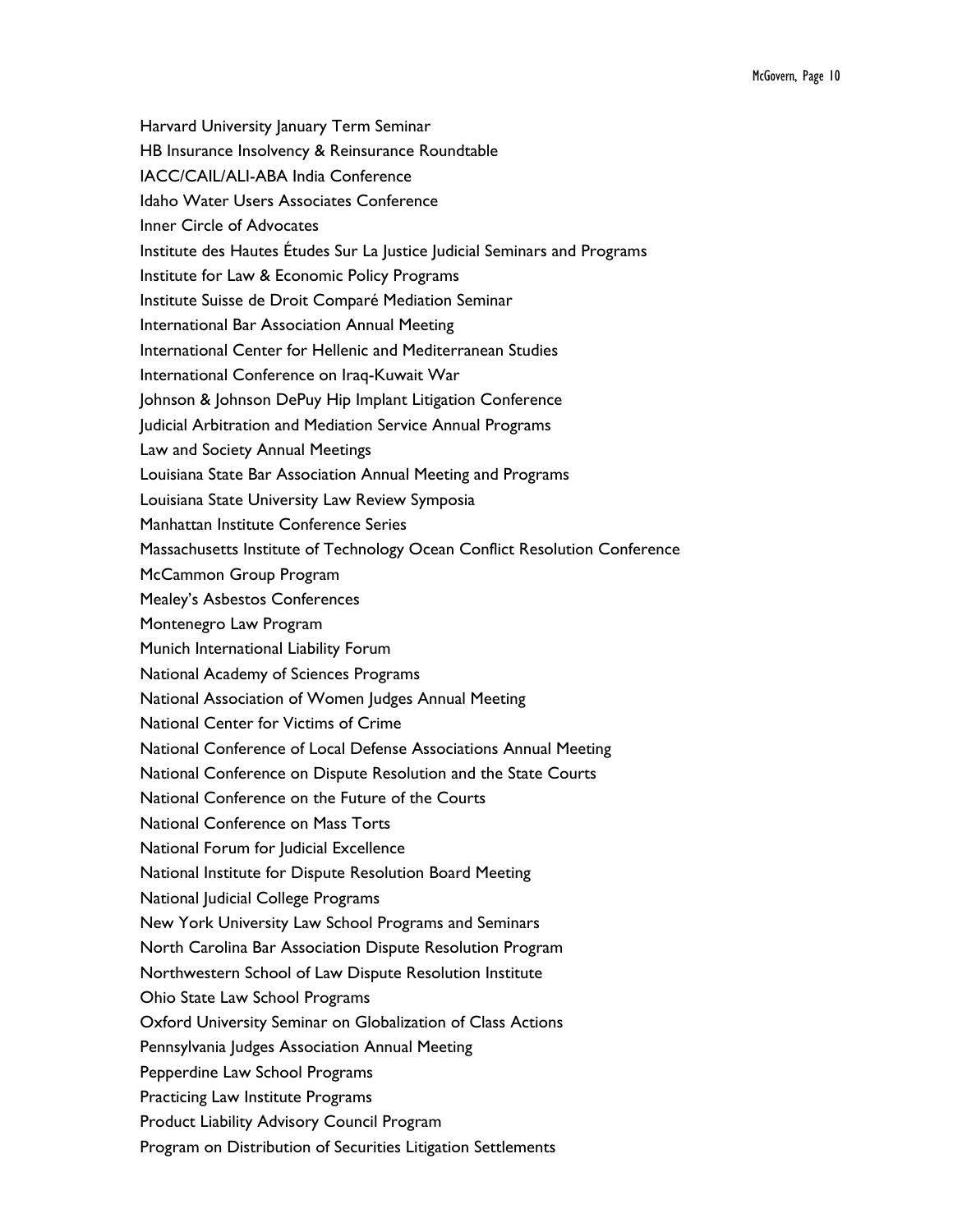Harvard University January Term Seminar

HB Insurance Insolvency & Reinsurance Roundtable

IACC/CAIL/ALI-ABA India Conference

Idaho Water Users Associates Conference

Inner Circle of Advocates

Institute des Hautes Études Sur La Justice Judicial Seminars and Programs

Institute for Law & Economic Policy Programs

Institute Suisse de Droit Comparé Mediation Seminar

International Bar Association Annual Meeting

International Center for Hellenic and Mediterranean Studies

International Conference on Iraq-Kuwait War

Johnson & Johnson DePuy Hip Implant Litigation Conference

Judicial Arbitration and Mediation Service Annual Programs

Law and Society Annual Meetings

Louisiana State Bar Association Annual Meeting and Programs

Louisiana State University Law Review Symposia

Manhattan Institute Conference Series

Massachusetts Institute of Technology Ocean Conflict Resolution Conference

McCammon Group Program

Mealey's Asbestos Conferences

Montenegro Law Program

Munich International Liability Forum

National Academy of Sciences Programs

National Association of Women Judges Annual Meeting

National Center for Victims of Crime

National Conference of Local Defense Associations Annual Meeting

National Conference on Dispute Resolution and the State Courts

National Conference on the Future of the Courts

National Conference on Mass Torts

National Forum for Judicial Excellence

National Institute for Dispute Resolution Board Meeting

National Judicial College Programs

New York University Law School Programs and Seminars

North Carolina Bar Association Dispute Resolution Program

Northwestern School of Law Dispute Resolution Institute

Ohio State Law School Programs

Oxford University Seminar on Globalization of Class Actions

Pennsylvania Judges Association Annual Meeting

Pepperdine Law School Programs

Practicing Law Institute Programs

Product Liability Advisory Council Program

Program on Distribution of Securities Litigation Settlements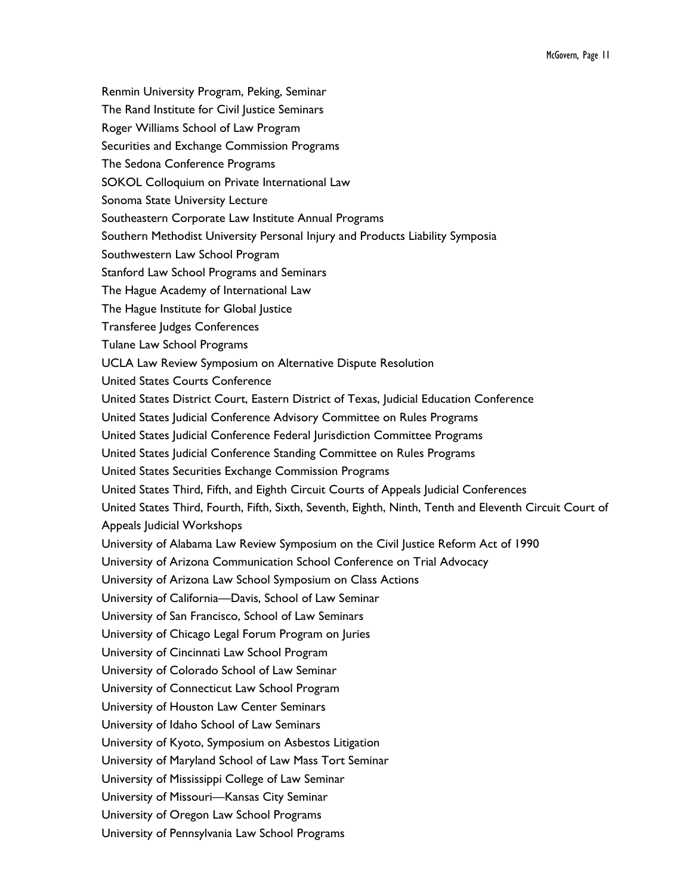Renmin University Program, Peking, Seminar
The Rand Institute for Civil Justice Seminars
Roger Williams School of Law Program
Securities and Exchange Commission Programs
The Sedona Conference Programs
SOKOL Colloquium on Private International Law
Sonoma State University Lecture
Southeastern Corporate Law Institute Annual Programs
Southern Methodist University Personal Injury and Products Liability Symposia
Southwestern Law School Program
Stanford Law School Programs and Seminars
The Hague Academy of International Law
The Hague Institute for Global Justice
Transferee Judges Conferences
Tulane Law School Programs
UCLA Law Review Symposium on Alternative Dispute Resolution
United States Courts Conference
United States District Court, Eastern District of Texas, Judicial Education Conference
United States Judicial Conference Advisory Committee on Rules Programs
United States Judicial Conference Federal Jurisdiction Committee Programs
United States Judicial Conference Standing Committee on Rules Programs
United States Securities Exchange Commission Programs
United States Third, Fifth, and Eighth Circuit Courts of Appeals Judicial Conferences
United States Third, Fourth, Fifth, Sixth, Seventh, Eighth, Ninth, Tenth and Eleventh Circuit Court of Appeals Judicial Workshops
University of Alabama Law Review Symposium on the Civil Justice Reform Act of 1990
University of Arizona Communication School Conference on Trial Advocacy
University of Arizona Law School Symposium on Class Actions
University of California—Davis, School of Law Seminar
University of San Francisco, School of Law Seminars
University of Chicago Legal Forum Program on Juries
University of Cincinnati Law School Program
University of Colorado School of Law Seminar
University of Connecticut Law School Program
University of Houston Law Center Seminars
University of Idaho School of Law Seminars
University of Kyoto, Symposium on Asbestos Litigation
University of Maryland School of Law Mass Tort Seminar
University of Mississippi College of Law Seminar
University of Missouri—Kansas City Seminar
University of Oregon Law School Programs
University of Pennsylvania Law School Programs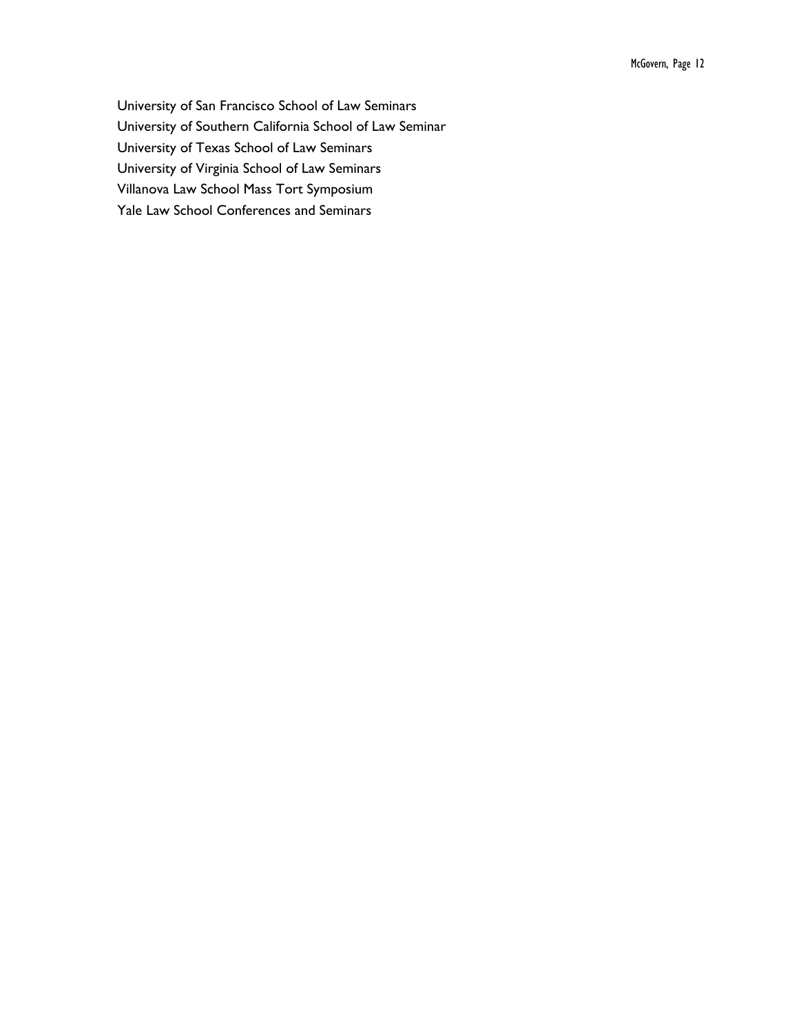University of San Francisco School of Law Seminars
University of Southern California School of Law Seminar
University of Texas School of Law Seminars
University of Virginia School of Law Seminars
Villanova Law School Mass Tort Symposium
Yale Law School Conferences and Seminars